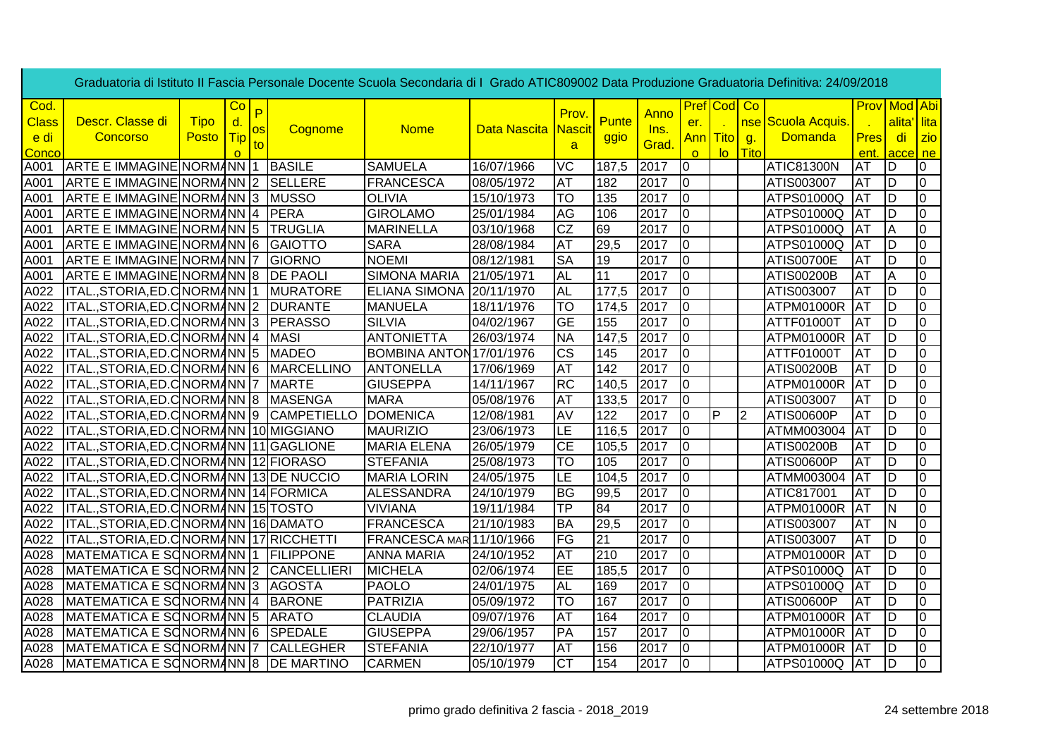Graduatoria di Istituto II Fascia Personale Docente Scuola Secondaria di I Grado ATIC809002 Data Produzione Graduatoria Definitiva: 24/09/2018

| Cod. Class e di Conco | Descr. Classe di Concorso | Tipo Posto | Cod. Tipo | Posto | Cognome | Nome | Data Nascita | Prov. Nascita | Punteggio | Anno Ins. Grad. | Prefer. Anno | Cod. Titolo | Consg. Titolo | Scuola Acquis. Domanda | Prov. Present. | Modalita' di accesso | Abilitazione |
|---|---|---|---|---|---|---|---|---|---|---|---|---|---|---|---|---|---|
| A001 | ARTE E IMMAGINE | NORMA | NN | 1 | BASILE | SAMUELA | 16/07/1966 | VC | 187,5 | 2017 | 0 | | | ATIC81300N | AT | D | 0 |
| A001 | ARTE E IMMAGINE | NORMA | NN | 2 | SELLERE | FRANCESCA | 08/05/1972 | AT | 182 | 2017 | 0 | | | ATIS003007 | AT | D | 0 |
| A001 | ARTE E IMMAGINE | NORMA | NN | 3 | MUSSO | OLIVIA | 15/10/1973 | TO | 135 | 2017 | 0 | | | ATPS01000Q | AT | D | 0 |
| A001 | ARTE E IMMAGINE | NORMA | NN | 4 | PERA | GIROLAMO | 25/01/1984 | AG | 106 | 2017 | 0 | | | ATPS01000Q | AT | D | 0 |
| A001 | ARTE E IMMAGINE | NORMA | NN | 5 | TRUGLIA | MARINELLA | 03/10/1968 | CZ | 69 | 2017 | 0 | | | ATPS01000Q | AT | A | 0 |
| A001 | ARTE E IMMAGINE | NORMA | NN | 6 | GAIOTTO | SARA | 28/08/1984 | AT | 29,5 | 2017 | 0 | | | ATPS01000Q | AT | D | 0 |
| A001 | ARTE E IMMAGINE | NORMA | NN | 7 | GIORNO | NOEMI | 08/12/1981 | SA | 19 | 2017 | 0 | | | ATIS00700E | AT | D | 0 |
| A001 | ARTE E IMMAGINE | NORMA | NN | 8 | DE PAOLI | SIMONA MARIA | 21/05/1971 | AL | 11 | 2017 | 0 | | | ATIS00200B | AT | A | 0 |
| A022 | ITAL.,STORIA,ED.C | NORMA | NN | 1 | MURATORE | ELIANA SIMONA | 20/11/1970 | AL | 177,5 | 2017 | 0 | | | ATIS003007 | AT | D | 0 |
| A022 | ITAL.,STORIA,ED.C | NORMA | NN | 2 | DURANTE | MANUELA | 18/11/1976 | TO | 174,5 | 2017 | 0 | | | ATPM01000R | AT | D | 0 |
| A022 | ITAL.,STORIA,ED.C | NORMA | NN | 3 | PERASSO | SILVIA | 04/02/1967 | GE | 155 | 2017 | 0 | | | ATTF01000T | AT | D | 0 |
| A022 | ITAL.,STORIA,ED.C | NORMA | NN | 4 | MASI | ANTONIETTA | 26/03/1974 | NA | 147,5 | 2017 | 0 | | | ATPM01000R | AT | D | 0 |
| A022 | ITAL.,STORIA,ED.C | NORMA | NN | 5 | MADEO | BOMBINA ANTON | 17/01/1976 | CS | 145 | 2017 | 0 | | | ATTF01000T | AT | D | 0 |
| A022 | ITAL.,STORIA,ED.C | NORMA | NN | 6 | MARCELLINO | ANTONELLA | 17/06/1969 | AT | 142 | 2017 | 0 | | | ATIS00200B | AT | D | 0 |
| A022 | ITAL.,STORIA,ED.C | NORMA | NN | 7 | MARTE | GIUSEPPA | 14/11/1967 | RC | 140,5 | 2017 | 0 | | | ATPM01000R | AT | D | 0 |
| A022 | ITAL.,STORIA,ED.C | NORMA | NN | 8 | MASENGA | MARA | 05/08/1976 | AT | 133,5 | 2017 | 0 | | | ATIS003007 | AT | D | 0 |
| A022 | ITAL.,STORIA,ED.C | NORMA | NN | 9 | CAMPETIELLO | DOMENICA | 12/08/1981 | AV | 122 | 2017 | 0 | P | 2 | ATIS00600P | AT | D | 0 |
| A022 | ITAL.,STORIA,ED.C | NORMA | NN | 10 | MIGGIANO | MAURIZIO | 23/06/1973 | LE | 116,5 | 2017 | 0 | | | ATMM003004 | AT | D | 0 |
| A022 | ITAL.,STORIA,ED.C | NORMA | NN | 11 | GAGLIONE | MARIA ELENA | 26/05/1979 | CE | 105,5 | 2017 | 0 | | | ATIS00200B | AT | D | 0 |
| A022 | ITAL.,STORIA,ED.C | NORMA | NN | 12 | FIORASO | STEFANIA | 25/08/1973 | TO | 105 | 2017 | 0 | | | ATIS00600P | AT | D | 0 |
| A022 | ITAL.,STORIA,ED.C | NORMA | NN | 13 | DE NUCCIO | MARIA LORIN | 24/05/1975 | LE | 104,5 | 2017 | 0 | | | ATMM003004 | AT | D | 0 |
| A022 | ITAL.,STORIA,ED.C | NORMA | NN | 14 | FORMICA | ALESSANDRA | 24/10/1979 | BG | 99,5 | 2017 | 0 | | | ATIC817001 | AT | D | 0 |
| A022 | ITAL.,STORIA,ED.C | NORMA | NN | 15 | TOSTO | VIVIANA | 19/11/1984 | TP | 84 | 2017 | 0 | | | ATPM01000R | AT | N | 0 |
| A022 | ITAL.,STORIA,ED.C | NORMA | NN | 16 | DAMATO | FRANCESCA | 21/10/1983 | BA | 29,5 | 2017 | 0 | | | ATIS003007 | AT | N | 0 |
| A022 | ITAL.,STORIA,ED.C | NORMA | NN | 17 | RICCHETTI | FRANCESCA MAR | 11/10/1966 | FG | 21 | 2017 | 0 | | | ATIS003007 | AT | D | 0 |
| A028 | MATEMATICA E SC | NORMA | NN | 1 | FILIPPONE | ANNA MARIA | 24/10/1952 | AT | 210 | 2017 | 0 | | | ATPM01000R | AT | D | 0 |
| A028 | MATEMATICA E SC | NORMA | NN | 2 | CANCELLIERI | MICHELA | 02/06/1974 | EE | 185,5 | 2017 | 0 | | | ATPS01000Q | AT | D | 0 |
| A028 | MATEMATICA E SC | NORMA | NN | 3 | AGOSTA | PAOLO | 24/01/1975 | AL | 169 | 2017 | 0 | | | ATPS01000Q | AT | D | 0 |
| A028 | MATEMATICA E SC | NORMA | NN | 4 | BARONE | PATRIZIA | 05/09/1972 | TO | 167 | 2017 | 0 | | | ATIS00600P | AT | D | 0 |
| A028 | MATEMATICA E SC | NORMA | NN | 5 | ARATO | CLAUDIA | 09/07/1976 | AT | 164 | 2017 | 0 | | | ATPM01000R | AT | D | 0 |
| A028 | MATEMATICA E SC | NORMA | NN | 6 | SPEDALE | GIUSEPPA | 29/06/1957 | PA | 157 | 2017 | 0 | | | ATPM01000R | AT | D | 0 |
| A028 | MATEMATICA E SC | NORMA | NN | 7 | CALLEGHER | STEFANIA | 22/10/1977 | AT | 156 | 2017 | 0 | | | ATPM01000R | AT | D | 0 |
| A028 | MATEMATICA E SC | NORMA | NN | 8 | DE MARTINO | CARMEN | 05/10/1979 | CT | 154 | 2017 | 0 | | | ATPS01000Q | AT | D | 0 |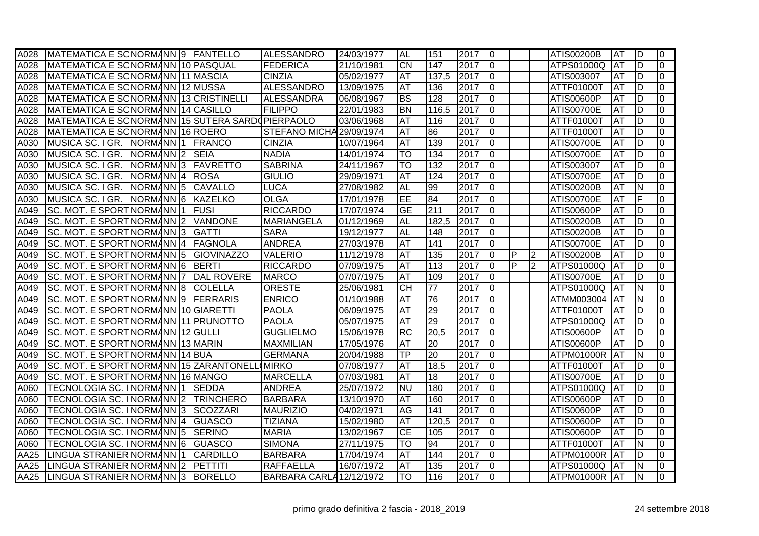| | | | | | | | | | | | | | | | | |
|---|---|---|---|---|---|---|---|---|---|---|---|---|---|---|---|---|
| A028 | MATEMATICA E SC | NORMA | NN | 9 | FANTELLO | ALESSANDRO | 24/03/1977 | AL | 151 | 2017 | 0 | | | ATIS00200B | AT | D | 0 |
| A028 | MATEMATICA E SC | NORMA | NN | 10 | PASQUAL | FEDERICA | 21/10/1981 | CN | 147 | 2017 | 0 | | | ATPS01000Q | AT | D | 0 |
| A028 | MATEMATICA E SC | NORMA | NN | 11 | MASCIA | CINZIA | 05/02/1977 | AT | 137,5 | 2017 | 0 | | | ATIS003007 | AT | D | 0 |
| A028 | MATEMATICA E SC | NORMA | NN | 12 | MUSSA | ALESSANDRO | 13/09/1975 | AT | 136 | 2017 | 0 | | | ATTF01000T | AT | D | 0 |
| A028 | MATEMATICA E SC | NORMA | NN | 13 | CRISTINELLI | ALESSANDRA | 06/08/1967 | BS | 128 | 2017 | 0 | | | ATIS00600P | AT | D | 0 |
| A028 | MATEMATICA E SC | NORMA | NN | 14 | CASILLO | FILIPPO | 22/01/1983 | BN | 116,5 | 2017 | 0 | | | ATIS00700E | AT | D | 0 |
| A028 | MATEMATICA E SC | NORMA | NN | 15 | SUTERA SARDO | PIERPAOLO | 03/06/1968 | AT | 116 | 2017 | 0 | | | ATTF01000T | AT | D | 0 |
| A028 | MATEMATICA E SC | NORMA | NN | 16 | ROERO | STEFANO MICHA | 29/09/1974 | AT | 86 | 2017 | 0 | | | ATTF01000T | AT | D | 0 |
| A030 | MUSICA SC. I GR. | NORMA | NN | 1 | FRANCO | CINZIA | 10/07/1964 | AT | 139 | 2017 | 0 | | | ATIS00700E | AT | D | 0 |
| A030 | MUSICA SC. I GR. | NORMA | NN | 2 | SEIA | NADIA | 14/01/1974 | TO | 134 | 2017 | 0 | | | ATIS00700E | AT | D | 0 |
| A030 | MUSICA SC. I GR. | NORMA | NN | 3 | FAVRETTO | SABRINA | 24/11/1967 | TO | 132 | 2017 | 0 | | | ATIS003007 | AT | D | 0 |
| A030 | MUSICA SC. I GR. | NORMA | NN | 4 | ROSA | GIULIO | 29/09/1971 | AT | 124 | 2017 | 0 | | | ATIS00700E | AT | D | 0 |
| A030 | MUSICA SC. I GR. | NORMA | NN | 5 | CAVALLO | LUCA | 27/08/1982 | AL | 99 | 2017 | 0 | | | ATIS00200B | AT | N | 0 |
| A030 | MUSICA SC. I GR. | NORMA | NN | 6 | KAZELKO | OLGA | 17/01/1978 | EE | 84 | 2017 | 0 | | | ATIS00700E | AT | F | 0 |
| A049 | SC. MOT. E SPORT | NORMA | NN | 1 | FUSI | RICCARDO | 17/07/1974 | GE | 211 | 2017 | 0 | | | ATIS00600P | AT | D | 0 |
| A049 | SC. MOT. E SPORT | NORMA | NN | 2 | VANDONE | MARIANGELA | 01/12/1969 | AL | 182,5 | 2017 | 0 | | | ATIS00200B | AT | D | 0 |
| A049 | SC. MOT. E SPORT | NORMA | NN | 3 | GATTI | SARA | 19/12/1977 | AL | 148 | 2017 | 0 | | | ATIS00200B | AT | D | 0 |
| A049 | SC. MOT. E SPORT | NORMA | NN | 4 | FAGNOLA | ANDREA | 27/03/1978 | AT | 141 | 2017 | 0 | | | ATIS00700E | AT | D | 0 |
| A049 | SC. MOT. E SPORT | NORMA | NN | 5 | GIOVINAZZO | VALERIO | 11/12/1978 | AT | 135 | 2017 | 0 | P | 2 | ATIS00200B | AT | D | 0 |
| A049 | SC. MOT. E SPORT | NORMA | NN | 6 | BERTI | RICCARDO | 07/09/1975 | AT | 113 | 2017 | 0 | P | 2 | ATPS01000Q | AT | D | 0 |
| A049 | SC. MOT. E SPORT | NORMA | NN | 7 | DAL ROVERE | MARCO | 07/07/1975 | AT | 109 | 2017 | 0 | | | ATIS00700E | AT | D | 0 |
| A049 | SC. MOT. E SPORT | NORMA | NN | 8 | COLELLA | ORESTE | 25/06/1981 | CH | 77 | 2017 | 0 | | | ATPS01000Q | AT | N | 0 |
| A049 | SC. MOT. E SPORT | NORMA | NN | 9 | FERRARIS | ENRICO | 01/10/1988 | AT | 76 | 2017 | 0 | | | ATMM003004 | AT | N | 0 |
| A049 | SC. MOT. E SPORT | NORMA | NN | 10 | GIARETTI | PAOLA | 06/09/1975 | AT | 29 | 2017 | 0 | | | ATTF01000T | AT | D | 0 |
| A049 | SC. MOT. E SPORT | NORMA | NN | 11 | PRUNOTTO | PAOLA | 05/07/1975 | AT | 29 | 2017 | 0 | | | ATPS01000Q | AT | D | 0 |
| A049 | SC. MOT. E SPORT | NORMA | NN | 12 | GULLI | GUGLIELMO | 15/06/1978 | RC | 20,5 | 2017 | 0 | | | ATIS00600P | AT | D | 0 |
| A049 | SC. MOT. E SPORT | NORMA | NN | 13 | MARIN | MAXMILIAN | 17/05/1976 | AT | 20 | 2017 | 0 | | | ATIS00600P | AT | D | 0 |
| A049 | SC. MOT. E SPORT | NORMA | NN | 14 | BUA | GERMANA | 20/04/1988 | TP | 20 | 2017 | 0 | | | ATPM01000R | AT | N | 0 |
| A049 | SC. MOT. E SPORT | NORMA | NN | 15 | ZARANTONELLO | MIRKO | 07/08/1977 | AT | 18,5 | 2017 | 0 | | | ATTF01000T | AT | D | 0 |
| A049 | SC. MOT. E SPORT | NORMA | NN | 16 | MANGO | MARCELLA | 07/03/1981 | AT | 18 | 2017 | 0 | | | ATIS00700E | AT | D | 0 |
| A060 | TECNOLOGIA SC. I | NORMA | NN | 1 | SEDDA | ANDREA | 25/07/1972 | NU | 180 | 2017 | 0 | | | ATPS01000Q | AT | D | 0 |
| A060 | TECNOLOGIA SC. I | NORMA | NN | 2 | TRINCHERO | BARBARA | 13/10/1970 | AT | 160 | 2017 | 0 | | | ATIS00600P | AT | D | 0 |
| A060 | TECNOLOGIA SC. I | NORMA | NN | 3 | SCOZZARI | MAURIZIO | 04/02/1971 | AG | 141 | 2017 | 0 | | | ATIS00600P | AT | D | 0 |
| A060 | TECNOLOGIA SC. I | NORMA | NN | 4 | GUASCO | TIZIANA | 15/02/1980 | AT | 120,5 | 2017 | 0 | | | ATIS00600P | AT | D | 0 |
| A060 | TECNOLOGIA SC. I | NORMA | NN | 5 | SERINO | MARIA | 13/02/1967 | CE | 105 | 2017 | 0 | | | ATIS00600P | AT | D | 0 |
| A060 | TECNOLOGIA SC. I | NORMA | NN | 6 | GUASCO | SIMONA | 27/11/1975 | TO | 94 | 2017 | 0 | | | ATTF01000T | AT | N | 0 |
| AA25 | LINGUA STRANIER | NORMA | NN | 1 | CARDILLO | BARBARA | 17/04/1974 | AT | 144 | 2017 | 0 | | | ATPM01000R | AT | D | 0 |
| AA25 | LINGUA STRANIER | NORMA | NN | 2 | PETTITI | RAFFAELLA | 16/07/1972 | AT | 135 | 2017 | 0 | | | ATPS01000Q | AT | N | 0 |
| AA25 | LINGUA STRANIER | NORMA | NN | 3 | BORELLO | BARBARA CARLA | 12/12/1972 | TO | 116 | 2017 | 0 | | | ATPM01000R | AT | N | 0 |

primo grado definitiva 2 fascia - 2018_2019 — 24 settembre 2018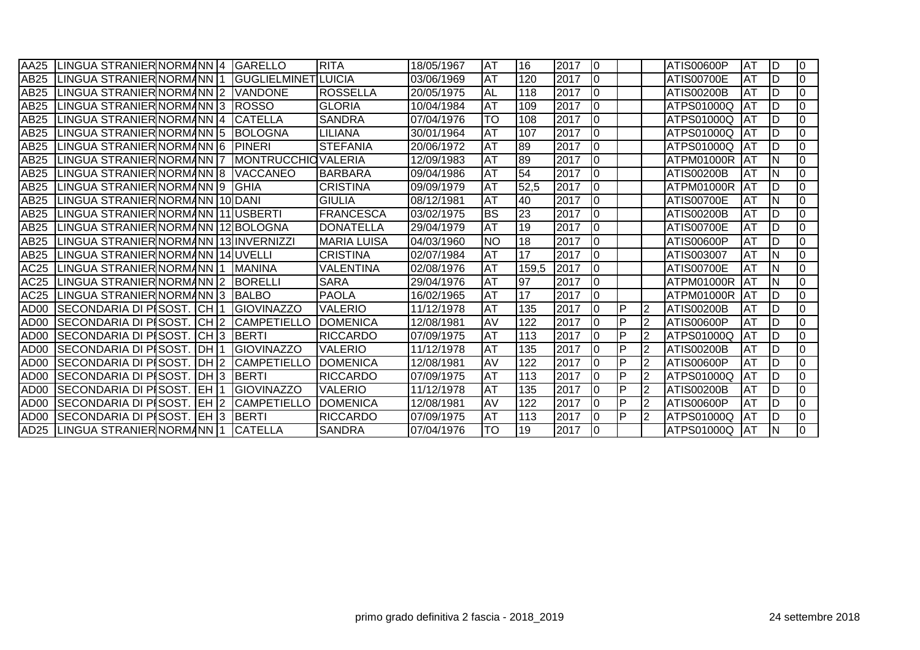| | | | | | | | | | | | | | | | | | | |
|---|---|---|---|---|---|---|---|---|---|---|---|---|---|---|---|---|---|---|
| AA25 | LINGUA STRANIER | NORMA | NN | 4 | GARELLO | RITA | 18/05/1967 | AT | 16 | 2017 | 0 | | | ATIS00600P | AT | D | 0 |
| AB25 | LINGUA STRANIER | NORMA | NN | 1 | GUGLIELMINET | LUICIA | 03/06/1969 | AT | 120 | 2017 | 0 | | | ATIS00700E | AT | D | 0 |
| AB25 | LINGUA STRANIER | NORMA | NN | 2 | VANDONE | ROSSELLA | 20/05/1975 | AL | 118 | 2017 | 0 | | | ATIS00200B | AT | D | 0 |
| AB25 | LINGUA STRANIER | NORMA | NN | 3 | ROSSO | GLORIA | 10/04/1984 | AT | 109 | 2017 | 0 | | | ATPS01000Q | AT | D | 0 |
| AB25 | LINGUA STRANIER | NORMA | NN | 4 | CATELLA | SANDRA | 07/04/1976 | TO | 108 | 2017 | 0 | | | ATPS01000Q | AT | D | 0 |
| AB25 | LINGUA STRANIER | NORMA | NN | 5 | BOLOGNA | LILIANA | 30/01/1964 | AT | 107 | 2017 | 0 | | | ATPS01000Q | AT | D | 0 |
| AB25 | LINGUA STRANIER | NORMA | NN | 6 | PINERI | STEFANIA | 20/06/1972 | AT | 89 | 2017 | 0 | | | ATPS01000Q | AT | D | 0 |
| AB25 | LINGUA STRANIER | NORMA | NN | 7 | MONTRUCCHIO | VALERIA | 12/09/1983 | AT | 89 | 2017 | 0 | | | ATPM01000R | AT | N | 0 |
| AB25 | LINGUA STRANIER | NORMA | NN | 8 | VACCANEO | BARBARA | 09/04/1986 | AT | 54 | 2017 | 0 | | | ATIS00200B | AT | N | 0 |
| AB25 | LINGUA STRANIER | NORMA | NN | 9 | GHIA | CRISTINA | 09/09/1979 | AT | 52,5 | 2017 | 0 | | | ATPM01000R | AT | D | 0 |
| AB25 | LINGUA STRANIER | NORMA | NN | 10 | DANI | GIULIA | 08/12/1981 | AT | 40 | 2017 | 0 | | | ATIS00700E | AT | N | 0 |
| AB25 | LINGUA STRANIER | NORMA | NN | 11 | USBERTI | FRANCESCA | 03/02/1975 | BS | 23 | 2017 | 0 | | | ATIS00200B | AT | D | 0 |
| AB25 | LINGUA STRANIER | NORMA | NN | 12 | BOLOGNA | DONATELLA | 29/04/1979 | AT | 19 | 2017 | 0 | | | ATIS00700E | AT | D | 0 |
| AB25 | LINGUA STRANIER | NORMA | NN | 13 | INVERNIZZI | MARIA LUISA | 04/03/1960 | NO | 18 | 2017 | 0 | | | ATIS00600P | AT | D | 0 |
| AB25 | LINGUA STRANIER | NORMA | NN | 14 | UVELLI | CRISTINA | 02/07/1984 | AT | 17 | 2017 | 0 | | | ATIS003007 | AT | N | 0 |
| AC25 | LINGUA STRANIER | NORMA | NN | 1 | MANINA | VALENTINA | 02/08/1976 | AT | 159,5 | 2017 | 0 | | | ATIS00700E | AT | N | 0 |
| AC25 | LINGUA STRANIER | NORMA | NN | 2 | BORELLI | SARA | 29/04/1976 | AT | 97 | 2017 | 0 | | | ATPM01000R | AT | N | 0 |
| AC25 | LINGUA STRANIER | NORMA | NN | 3 | BALBO | PAOLA | 16/02/1965 | AT | 17 | 2017 | 0 | | | ATPM01000R | AT | D | 0 |
| AD00 | SECONDARIA DI PI | SOST. | CH | 1 | GIOVINAZZO | VALERIO | 11/12/1978 | AT | 135 | 2017 | 0 | P | 2 | ATIS00200B | AT | D | 0 |
| AD00 | SECONDARIA DI PI | SOST. | CH | 2 | CAMPETIELLO | DOMENICA | 12/08/1981 | AV | 122 | 2017 | 0 | P | 2 | ATIS00600P | AT | D | 0 |
| AD00 | SECONDARIA DI PI | SOST. | CH | 3 | BERTI | RICCARDO | 07/09/1975 | AT | 113 | 2017 | 0 | P | 2 | ATPS01000Q | AT | D | 0 |
| AD00 | SECONDARIA DI PI | SOST. | DH | 1 | GIOVINAZZO | VALERIO | 11/12/1978 | AT | 135 | 2017 | 0 | P | 2 | ATIS00200B | AT | D | 0 |
| AD00 | SECONDARIA DI PI | SOST. | DH | 2 | CAMPETIELLO | DOMENICA | 12/08/1981 | AV | 122 | 2017 | 0 | P | 2 | ATIS00600P | AT | D | 0 |
| AD00 | SECONDARIA DI PI | SOST. | DH | 3 | BERTI | RICCARDO | 07/09/1975 | AT | 113 | 2017 | 0 | P | 2 | ATPS01000Q | AT | D | 0 |
| AD00 | SECONDARIA DI PI | SOST. | EH | 1 | GIOVINAZZO | VALERIO | 11/12/1978 | AT | 135 | 2017 | 0 | P | 2 | ATIS00200B | AT | D | 0 |
| AD00 | SECONDARIA DI PI | SOST. | EH | 2 | CAMPETIELLO | DOMENICA | 12/08/1981 | AV | 122 | 2017 | 0 | P | 2 | ATIS00600P | AT | D | 0 |
| AD00 | SECONDARIA DI PI | SOST. | EH | 3 | BERTI | RICCARDO | 07/09/1975 | AT | 113 | 2017 | 0 | P | 2 | ATPS01000Q | AT | D | 0 |
| AD25 | LINGUA STRANIER | NORMA | NN | 1 | CATELLA | SANDRA | 07/04/1976 | TO | 19 | 2017 | 0 | | | ATPS01000Q | AT | N | 0 |